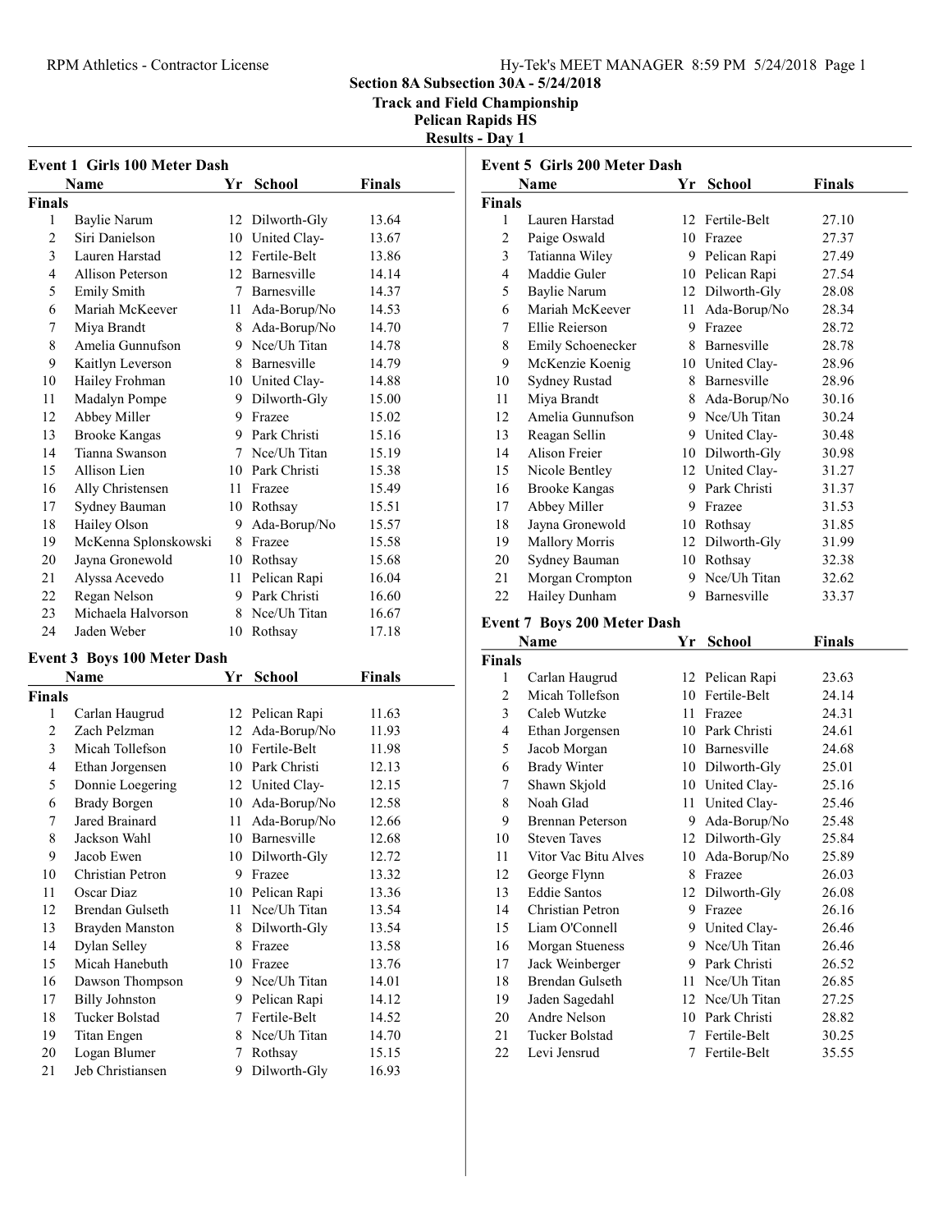# Section 8A Subsection 30A - 5/24/2018

## Track and Field Championship

## Pelican Rapids HS

## Results - Day 1

### Event 1 Girls 100 Meter Dash

| | Name | Yr | School | Finals |
|---|---|---|---|---|
| **Finals** | | | | |
| 1 | Baylie Narum | 12 | Dilworth-Gly | 13.64 |
| 2 | Siri Danielson | 10 | United Clay- | 13.67 |
| 3 | Lauren Harstad | 12 | Fertile-Belt | 13.86 |
| 4 | Allison Peterson | 12 | Barnesville | 14.14 |
| 5 | Emily Smith | 7 | Barnesville | 14.37 |
| 6 | Mariah McKeever | 11 | Ada-Borup/No | 14.53 |
| 7 | Miya Brandt | 8 | Ada-Borup/No | 14.70 |
| 8 | Amelia Gunnufson | 9 | Nce/Uh Titan | 14.78 |
| 9 | Kaitlyn Leverson | 8 | Barnesville | 14.79 |
| 10 | Hailey Frohman | 10 | United Clay- | 14.88 |
| 11 | Madalyn Pompe | 9 | Dilworth-Gly | 15.00 |
| 12 | Abbey Miller | 9 | Frazee | 15.02 |
| 13 | Brooke Kangas | 9 | Park Christi | 15.16 |
| 14 | Tianna Swanson | 7 | Nce/Uh Titan | 15.19 |
| 15 | Allison Lien | 10 | Park Christi | 15.38 |
| 16 | Ally Christensen | 11 | Frazee | 15.49 |
| 17 | Sydney Bauman | 10 | Rothsay | 15.51 |
| 18 | Hailey Olson | 9 | Ada-Borup/No | 15.57 |
| 19 | McKenna Splonskowski | 8 | Frazee | 15.58 |
| 20 | Jayna Gronewold | 10 | Rothsay | 15.68 |
| 21 | Alyssa Acevedo | 11 | Pelican Rapi | 16.04 |
| 22 | Regan Nelson | 9 | Park Christi | 16.60 |
| 23 | Michaela Halvorson | 8 | Nce/Uh Titan | 16.67 |
| 24 | Jaden Weber | 10 | Rothsay | 17.18 |

### Event 3 Boys 100 Meter Dash

| | Name | Yr | School | Finals |
|---|---|---|---|---|
| **Finals** | | | | |
| 1 | Carlan Haugrud | 12 | Pelican Rapi | 11.63 |
| 2 | Zach Pelzman | 12 | Ada-Borup/No | 11.93 |
| 3 | Micah Tollefson | 10 | Fertile-Belt | 11.98 |
| 4 | Ethan Jorgensen | 10 | Park Christi | 12.13 |
| 5 | Donnie Loegering | 12 | United Clay- | 12.15 |
| 6 | Brady Borgen | 10 | Ada-Borup/No | 12.58 |
| 7 | Jared Brainard | 11 | Ada-Borup/No | 12.66 |
| 8 | Jackson Wahl | 10 | Barnesville | 12.68 |
| 9 | Jacob Ewen | 10 | Dilworth-Gly | 12.72 |
| 10 | Christian Petron | 9 | Frazee | 13.32 |
| 11 | Oscar Diaz | 10 | Pelican Rapi | 13.36 |
| 12 | Brendan Gulseth | 11 | Nce/Uh Titan | 13.54 |
| 13 | Brayden Manston | 8 | Dilworth-Gly | 13.54 |
| 14 | Dylan Selley | 8 | Frazee | 13.58 |
| 15 | Micah Hanebuth | 10 | Frazee | 13.76 |
| 16 | Dawson Thompson | 9 | Nce/Uh Titan | 14.01 |
| 17 | Billy Johnston | 9 | Pelican Rapi | 14.12 |
| 18 | Tucker Bolstad | 7 | Fertile-Belt | 14.52 |
| 19 | Titan Engen | 8 | Nce/Uh Titan | 14.70 |
| 20 | Logan Blumer | 7 | Rothsay | 15.15 |
| 21 | Jeb Christiansen | 9 | Dilworth-Gly | 16.93 |

### Event 5 Girls 200 Meter Dash

| | Name | Yr | School | Finals |
|---|---|---|---|---|
| **Finals** | | | | |
| 1 | Lauren Harstad | 12 | Fertile-Belt | 27.10 |
| 2 | Paige Oswald | 10 | Frazee | 27.37 |
| 3 | Tatianna Wiley | 9 | Pelican Rapi | 27.49 |
| 4 | Maddie Guler | 10 | Pelican Rapi | 27.54 |
| 5 | Baylie Narum | 12 | Dilworth-Gly | 28.08 |
| 6 | Mariah McKeever | 11 | Ada-Borup/No | 28.34 |
| 7 | Ellie Reierson | 9 | Frazee | 28.72 |
| 8 | Emily Schoenecker | 8 | Barnesville | 28.78 |
| 9 | McKenzie Koenig | 10 | United Clay- | 28.96 |
| 10 | Sydney Rustad | 8 | Barnesville | 28.96 |
| 11 | Miya Brandt | 8 | Ada-Borup/No | 30.16 |
| 12 | Amelia Gunnufson | 9 | Nce/Uh Titan | 30.24 |
| 13 | Reagan Sellin | 9 | United Clay- | 30.48 |
| 14 | Alison Freier | 10 | Dilworth-Gly | 30.98 |
| 15 | Nicole Bentley | 12 | United Clay- | 31.27 |
| 16 | Brooke Kangas | 9 | Park Christi | 31.37 |
| 17 | Abbey Miller | 9 | Frazee | 31.53 |
| 18 | Jayna Gronewold | 10 | Rothsay | 31.85 |
| 19 | Mallory Morris | 12 | Dilworth-Gly | 31.99 |
| 20 | Sydney Bauman | 10 | Rothsay | 32.38 |
| 21 | Morgan Crompton | 9 | Nce/Uh Titan | 32.62 |
| 22 | Hailey Dunham | 9 | Barnesville | 33.37 |

### Event 7 Boys 200 Meter Dash

| | Name | Yr | School | Finals |
|---|---|---|---|---|
| **Finals** | | | | |
| 1 | Carlan Haugrud | 12 | Pelican Rapi | 23.63 |
| 2 | Micah Tollefson | 10 | Fertile-Belt | 24.14 |
| 3 | Caleb Wutzke | 11 | Frazee | 24.31 |
| 4 | Ethan Jorgensen | 10 | Park Christi | 24.61 |
| 5 | Jacob Morgan | 10 | Barnesville | 24.68 |
| 6 | Brady Winter | 10 | Dilworth-Gly | 25.01 |
| 7 | Shawn Skjold | 10 | United Clay- | 25.16 |
| 8 | Noah Glad | 11 | United Clay- | 25.46 |
| 9 | Brennan Peterson | 9 | Ada-Borup/No | 25.48 |
| 10 | Steven Taves | 12 | Dilworth-Gly | 25.84 |
| 11 | Vitor Vac Bitu Alves | 10 | Ada-Borup/No | 25.89 |
| 12 | George Flynn | 8 | Frazee | 26.03 |
| 13 | Eddie Santos | 12 | Dilworth-Gly | 26.08 |
| 14 | Christian Petron | 9 | Frazee | 26.16 |
| 15 | Liam O'Connell | 9 | United Clay- | 26.46 |
| 16 | Morgan Stueness | 9 | Nce/Uh Titan | 26.46 |
| 17 | Jack Weinberger | 9 | Park Christi | 26.52 |
| 18 | Brendan Gulseth | 11 | Nce/Uh Titan | 26.85 |
| 19 | Jaden Sagedahl | 12 | Nce/Uh Titan | 27.25 |
| 20 | Andre Nelson | 10 | Park Christi | 28.82 |
| 21 | Tucker Bolstad | 7 | Fertile-Belt | 30.25 |
| 22 | Levi Jensrud | 7 | Fertile-Belt | 35.55 |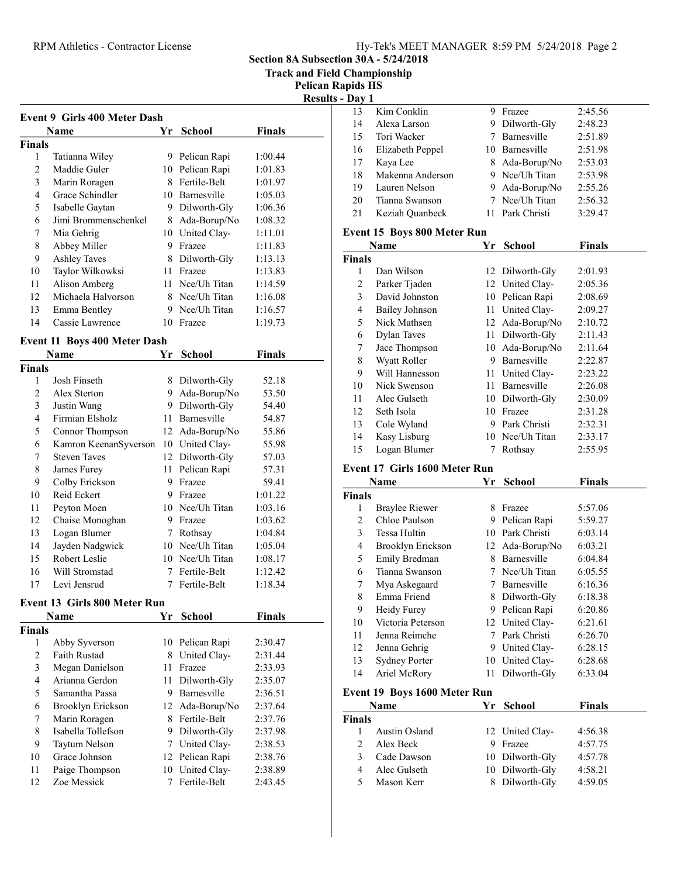## Section 8A Subsection 30A - 5/24/2018

## Track and Field Championship

## Pelican Rapids HS

## Results - Day 1

### Event 9 Girls 400 Meter Dash

| | Name | Yr | School | Finals |
|---|---|---|---|---|
| **Finals** | | | | |
| 1 | Tatianna Wiley | 9 | Pelican Rapi | 1:00.44 |
| 2 | Maddie Guler | 10 | Pelican Rapi | 1:01.83 |
| 3 | Marin Roragen | 8 | Fertile-Belt | 1:01.97 |
| 4 | Grace Schindler | 10 | Barnesville | 1:05.03 |
| 5 | Isabelle Gaytan | 9 | Dilworth-Gly | 1:06.36 |
| 6 | Jimi Brommenschenkel | 8 | Ada-Borup/No | 1:08.32 |
| 7 | Mia Gehrig | 10 | United Clay- | 1:11.01 |
| 8 | Abbey Miller | 9 | Frazee | 1:11.83 |
| 9 | Ashley Taves | 8 | Dilworth-Gly | 1:13.13 |
| 10 | Taylor Wilkowksi | 11 | Frazee | 1:13.83 |
| 11 | Alison Amberg | 11 | Nce/Uh Titan | 1:14.59 |
| 12 | Michaela Halvorson | 8 | Nce/Uh Titan | 1:16.08 |
| 13 | Emma Bentley | 9 | Nce/Uh Titan | 1:16.57 |
| 14 | Cassie Lawrence | 10 | Frazee | 1:19.73 |

### Event 11 Boys 400 Meter Dash

| | Name | Yr | School | Finals |
|---|---|---|---|---|
| **Finals** | | | | |
| 1 | Josh Finseth | 8 | Dilworth-Gly | 52.18 |
| 2 | Alex Sterton | 9 | Ada-Borup/No | 53.50 |
| 3 | Justin Wang | 9 | Dilworth-Gly | 54.40 |
| 4 | Firmian Elsholz | 11 | Barnesville | 54.87 |
| 5 | Connor Thompson | 12 | Ada-Borup/No | 55.86 |
| 6 | Kamron KeenanSyverson | 10 | United Clay- | 55.98 |
| 7 | Steven Taves | 12 | Dilworth-Gly | 57.03 |
| 8 | James Furey | 11 | Pelican Rapi | 57.31 |
| 9 | Colby Erickson | 9 | Frazee | 59.41 |
| 10 | Reid Eckert | 9 | Frazee | 1:01.22 |
| 11 | Peyton Moen | 10 | Nce/Uh Titan | 1:03.16 |
| 12 | Chaise Monoghan | 9 | Frazee | 1:03.62 |
| 13 | Logan Blumer | 7 | Rothsay | 1:04.84 |
| 14 | Jayden Nadgwick | 10 | Nce/Uh Titan | 1:05.04 |
| 15 | Robert Leslie | 10 | Nce/Uh Titan | 1:08.17 |
| 16 | Will Stromstad | 7 | Fertile-Belt | 1:12.42 |
| 17 | Levi Jensrud | 7 | Fertile-Belt | 1:18.34 |

### Event 13 Girls 800 Meter Run

| | Name | Yr | School | Finals |
|---|---|---|---|---|
| **Finals** | | | | |
| 1 | Abby Syverson | 10 | Pelican Rapi | 2:30.47 |
| 2 | Faith Rustad | 8 | United Clay- | 2:31.44 |
| 3 | Megan Danielson | 11 | Frazee | 2:33.93 |
| 4 | Arianna Gerdon | 11 | Dilworth-Gly | 2:35.07 |
| 5 | Samantha Passa | 9 | Barnesville | 2:36.51 |
| 6 | Brooklyn Erickson | 12 | Ada-Borup/No | 2:37.64 |
| 7 | Marin Roragen | 8 | Fertile-Belt | 2:37.76 |
| 8 | Isabella Tollefson | 9 | Dilworth-Gly | 2:37.98 |
| 9 | Taytum Nelson | 7 | United Clay- | 2:38.53 |
| 10 | Grace Johnson | 12 | Pelican Rapi | 2:38.76 |
| 11 | Paige Thompson | 10 | United Clay- | 2:38.89 |
| 12 | Zoe Messick | 7 | Fertile-Belt | 2:43.45 |
| 13 | Kim Conklin | 9 | Frazee | 2:45.56 |
| 14 | Alexa Larson | 9 | Dilworth-Gly | 2:48.23 |
| 15 | Tori Wacker | 7 | Barnesville | 2:51.89 |
| 16 | Elizabeth Peppel | 10 | Barnesville | 2:51.98 |
| 17 | Kaya Lee | 8 | Ada-Borup/No | 2:53.03 |
| 18 | Makenna Anderson | 9 | Nce/Uh Titan | 2:53.98 |
| 19 | Lauren Nelson | 9 | Ada-Borup/No | 2:55.26 |
| 20 | Tianna Swanson | 7 | Nce/Uh Titan | 2:56.32 |
| 21 | Keziah Quanbeck | 11 | Park Christi | 3:29.47 |

### Event 15 Boys 800 Meter Run

| | Name | Yr | School | Finals |
|---|---|---|---|---|
| **Finals** | | | | |
| 1 | Dan Wilson | 12 | Dilworth-Gly | 2:01.93 |
| 2 | Parker Tjaden | 12 | United Clay- | 2:05.36 |
| 3 | David Johnston | 10 | Pelican Rapi | 2:08.69 |
| 4 | Bailey Johnson | 11 | United Clay- | 2:09.27 |
| 5 | Nick Mathsen | 12 | Ada-Borup/No | 2:10.72 |
| 6 | Dylan Taves | 11 | Dilworth-Gly | 2:11.43 |
| 7 | Jace Thompson | 10 | Ada-Borup/No | 2:11.64 |
| 8 | Wyatt Roller | 9 | Barnesville | 2:22.87 |
| 9 | Will Hannesson | 11 | United Clay- | 2:23.22 |
| 10 | Nick Swenson | 11 | Barnesville | 2:26.08 |
| 11 | Alec Gulseth | 10 | Dilworth-Gly | 2:30.09 |
| 12 | Seth Isola | 10 | Frazee | 2:31.28 |
| 13 | Cole Wyland | 9 | Park Christi | 2:32.31 |
| 14 | Kasy Lisburg | 10 | Nce/Uh Titan | 2:33.17 |
| 15 | Logan Blumer | 7 | Rothsay | 2:55.95 |

### Event 17 Girls 1600 Meter Run

| | Name | Yr | School | Finals |
|---|---|---|---|---|
| **Finals** | | | | |
| 1 | Braylee Riewer | 8 | Frazee | 5:57.06 |
| 2 | Chloe Paulson | 9 | Pelican Rapi | 5:59.27 |
| 3 | Tessa Hultin | 10 | Park Christi | 6:03.14 |
| 4 | Brooklyn Erickson | 12 | Ada-Borup/No | 6:03.21 |
| 5 | Emily Bredman | 8 | Barnesville | 6:04.84 |
| 6 | Tianna Swanson | 7 | Nce/Uh Titan | 6:05.55 |
| 7 | Mya Askegaard | 7 | Barnesville | 6:16.36 |
| 8 | Emma Friend | 8 | Dilworth-Gly | 6:18.38 |
| 9 | Heidy Furey | 9 | Pelican Rapi | 6:20.86 |
| 10 | Victoria Peterson | 12 | United Clay- | 6:21.61 |
| 11 | Jenna Reimche | 7 | Park Christi | 6:26.70 |
| 12 | Jenna Gehrig | 9 | United Clay- | 6:28.15 |
| 13 | Sydney Porter | 10 | United Clay- | 6:28.68 |
| 14 | Ariel McRory | 11 | Dilworth-Gly | 6:33.04 |

### Event 19 Boys 1600 Meter Run

| | Name | Yr | School | Finals |
|---|---|---|---|---|
| **Finals** | | | | |
| 1 | Austin Osland | 12 | United Clay- | 4:56.38 |
| 2 | Alex Beck | 9 | Frazee | 4:57.75 |
| 3 | Cade Dawson | 10 | Dilworth-Gly | 4:57.78 |
| 4 | Alec Gulseth | 10 | Dilworth-Gly | 4:58.21 |
| 5 | Mason Kerr | 8 | Dilworth-Gly | 4:59.05 |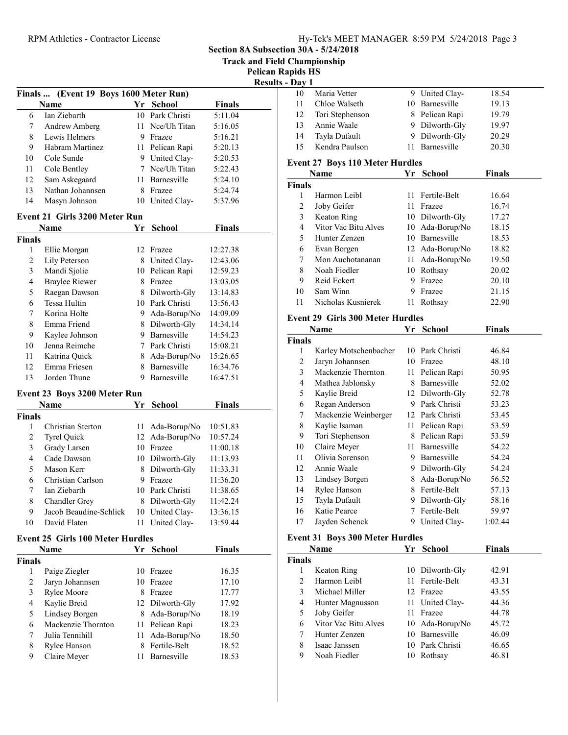## Section 8A Subsection 30A - 5/24/2018
## Track and Field Championship
## Pelican Rapids HS
## Results - Day 1

### Finals ... (Event 19 Boys 1600 Meter Run)

| | Name | Yr | School | Finals |
|---|---|---|---|---|
| 6 | Ian Ziebarth | 10 | Park Christi | 5:11.04 |
| 7 | Andrew Amberg | 11 | Nce/Uh Titan | 5:16.05 |
| 8 | Lewis Helmers | 9 | Frazee | 5:16.21 |
| 9 | Habram Martinez | 11 | Pelican Rapi | 5:20.13 |
| 10 | Cole Sunde | 9 | United Clay- | 5:20.53 |
| 11 | Cole Bentley | 7 | Nce/Uh Titan | 5:22.43 |
| 12 | Sam Askegaard | 11 | Barnesville | 5:24.10 |
| 13 | Nathan Johannsen | 8 | Frazee | 5:24.74 |
| 14 | Masyn Johnson | 10 | United Clay- | 5:37.96 |

### Event 21 Girls 3200 Meter Run

| | Name | Yr | School | Finals |
|---|---|---|---|---|
| **Finals** | | | | |
| 1 | Ellie Morgan | 12 | Frazee | 12:27.38 |
| 2 | Lily Peterson | 8 | United Clay- | 12:43.06 |
| 3 | Mandi Sjolie | 10 | Pelican Rapi | 12:59.23 |
| 4 | Braylee Riewer | 8 | Frazee | 13:03.05 |
| 5 | Raegan Dawson | 8 | Dilworth-Gly | 13:14.83 |
| 6 | Tessa Hultin | 10 | Park Christi | 13:56.43 |
| 7 | Korina Holte | 9 | Ada-Borup/No | 14:09.09 |
| 8 | Emma Friend | 8 | Dilworth-Gly | 14:34.14 |
| 9 | Kaylee Johnson | 9 | Barnesville | 14:54.23 |
| 10 | Jenna Reimche | 7 | Park Christi | 15:08.21 |
| 11 | Katrina Quick | 8 | Ada-Borup/No | 15:26.65 |
| 12 | Emma Friesen | 8 | Barnesville | 16:34.76 |
| 13 | Jorden Thune | 9 | Barnesville | 16:47.51 |

### Event 23 Boys 3200 Meter Run

| | Name | Yr | School | Finals |
|---|---|---|---|---|
| **Finals** | | | | |
| 1 | Christian Sterton | 11 | Ada-Borup/No | 10:51.83 |
| 2 | Tyrel Quick | 12 | Ada-Borup/No | 10:57.24 |
| 3 | Grady Larsen | 10 | Frazee | 11:00.18 |
| 4 | Cade Dawson | 10 | Dilworth-Gly | 11:13.93 |
| 5 | Mason Kerr | 8 | Dilworth-Gly | 11:33.31 |
| 6 | Christian Carlson | 9 | Frazee | 11:36.20 |
| 7 | Ian Ziebarth | 10 | Park Christi | 11:38.65 |
| 8 | Chandler Grey | 8 | Dilworth-Gly | 11:42.24 |
| 9 | Jacob Beaudine-Schlick | 10 | United Clay- | 13:36.15 |
| 10 | David Flaten | 11 | United Clay- | 13:59.44 |

### Event 25 Girls 100 Meter Hurdles

| | Name | Yr | School | Finals |
|---|---|---|---|---|
| **Finals** | | | | |
| 1 | Paige Ziegler | 10 | Frazee | 16.35 |
| 2 | Jaryn Johannsen | 10 | Frazee | 17.10 |
| 3 | Rylee Moore | 8 | Frazee | 17.77 |
| 4 | Kaylie Breid | 12 | Dilworth-Gly | 17.92 |
| 5 | Lindsey Borgen | 8 | Ada-Borup/No | 18.19 |
| 6 | Mackenzie Thornton | 11 | Pelican Rapi | 18.23 |
| 7 | Julia Tennihill | 11 | Ada-Borup/No | 18.50 |
| 8 | Rylee Hanson | 8 | Fertile-Belt | 18.52 |
| 9 | Claire Meyer | 11 | Barnesville | 18.53 |
| 10 | Maria Vetter | 9 | United Clay- | 18.54 |
| 11 | Chloe Walseth | 10 | Barnesville | 19.13 |
| 12 | Tori Stephenson | 8 | Pelican Rapi | 19.79 |
| 13 | Annie Waale | 9 | Dilworth-Gly | 19.97 |
| 14 | Tayla Dufault | 9 | Dilworth-Gly | 20.29 |
| 15 | Kendra Paulson | 11 | Barnesville | 20.30 |

### Event 27 Boys 110 Meter Hurdles

| | Name | Yr | School | Finals |
|---|---|---|---|---|
| **Finals** | | | | |
| 1 | Harmon Leibl | 11 | Fertile-Belt | 16.64 |
| 2 | Joby Geifer | 11 | Frazee | 16.74 |
| 3 | Keaton Ring | 10 | Dilworth-Gly | 17.27 |
| 4 | Vitor Vac Bitu Alves | 10 | Ada-Borup/No | 18.15 |
| 5 | Hunter Zenzen | 10 | Barnesville | 18.53 |
| 6 | Evan Borgen | 12 | Ada-Borup/No | 18.82 |
| 7 | Mon Auchotananan | 11 | Ada-Borup/No | 19.50 |
| 8 | Noah Fiedler | 10 | Rothsay | 20.02 |
| 9 | Reid Eckert | 9 | Frazee | 20.10 |
| 10 | Sam Winn | 9 | Frazee | 21.15 |
| 11 | Nicholas Kusnierek | 11 | Rothsay | 22.90 |

### Event 29 Girls 300 Meter Hurdles

| | Name | Yr | School | Finals |
|---|---|---|---|---|
| **Finals** | | | | |
| 1 | Karley Motschenbacher | 10 | Park Christi | 46.84 |
| 2 | Jaryn Johannsen | 10 | Frazee | 48.10 |
| 3 | Mackenzie Thornton | 11 | Pelican Rapi | 50.95 |
| 4 | Mathea Jablonsky | 8 | Barnesville | 52.02 |
| 5 | Kaylie Breid | 12 | Dilworth-Gly | 52.78 |
| 6 | Regan Anderson | 9 | Park Christi | 53.23 |
| 7 | Mackenzie Weinberger | 12 | Park Christi | 53.45 |
| 8 | Kaylie Isaman | 11 | Pelican Rapi | 53.59 |
| 9 | Tori Stephenson | 8 | Pelican Rapi | 53.59 |
| 10 | Claire Meyer | 11 | Barnesville | 54.22 |
| 11 | Olivia Sorenson | 9 | Barnesville | 54.24 |
| 12 | Annie Waale | 9 | Dilworth-Gly | 54.24 |
| 13 | Lindsey Borgen | 8 | Ada-Borup/No | 56.52 |
| 14 | Rylee Hanson | 8 | Fertile-Belt | 57.13 |
| 15 | Tayla Dufault | 9 | Dilworth-Gly | 58.16 |
| 16 | Katie Pearce | 7 | Fertile-Belt | 59.97 |
| 17 | Jayden Schenck | 9 | United Clay- | 1:02.44 |

### Event 31 Boys 300 Meter Hurdles

| | Name | Yr | School | Finals |
|---|---|---|---|---|
| **Finals** | | | | |
| 1 | Keaton Ring | 10 | Dilworth-Gly | 42.91 |
| 2 | Harmon Leibl | 11 | Fertile-Belt | 43.31 |
| 3 | Michael Miller | 12 | Frazee | 43.55 |
| 4 | Hunter Magnusson | 11 | United Clay- | 44.36 |
| 5 | Joby Geifer | 11 | Frazee | 44.78 |
| 6 | Vitor Vac Bitu Alves | 10 | Ada-Borup/No | 45.72 |
| 7 | Hunter Zenzen | 10 | Barnesville | 46.09 |
| 8 | Isaac Janssen | 10 | Park Christi | 46.65 |
| 9 | Noah Fiedler | 10 | Rothsay | 46.81 |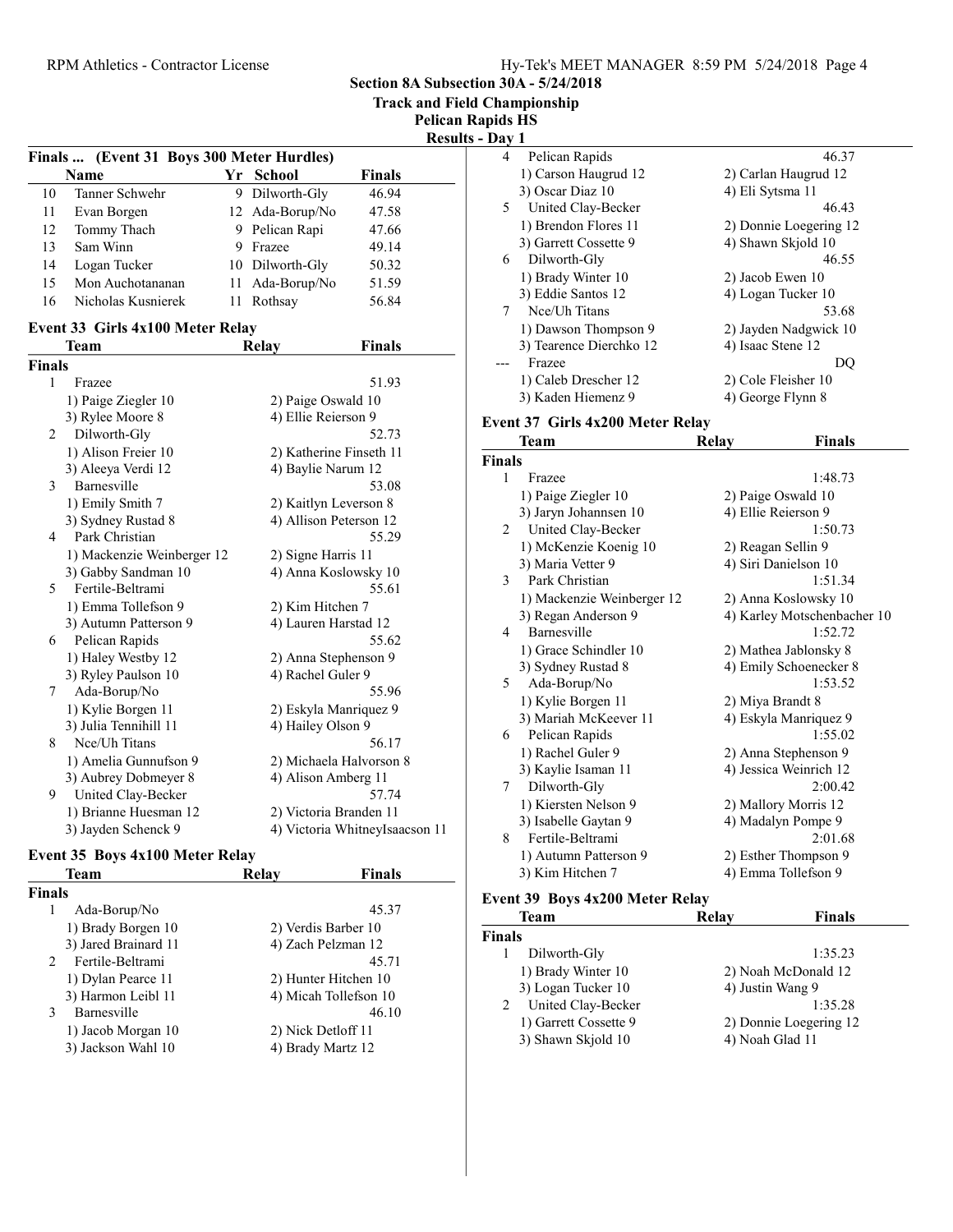## Section 8A Subsection 30A - 5/24/2018

**Track and Field Championship**

**Pelican Rapids HS**

**Results - Day 1**

### Finals ... (Event 31 Boys 300 Meter Hurdles)

| | Name | Yr | School | Finals |
|---|---|---|---|---|
| 10 | Tanner Schwehr | 9 | Dilworth-Gly | 46.94 |
| 11 | Evan Borgen | 12 | Ada-Borup/No | 47.58 |
| 12 | Tommy Thach | 9 | Pelican Rapi | 47.66 |
| 13 | Sam Winn | 9 | Frazee | 49.14 |
| 14 | Logan Tucker | 10 | Dilworth-Gly | 50.32 |
| 15 | Mon Auchotanana​n | 11 | Ada-Borup/No | 51.59 |
| 16 | Nicholas Kusnierek | 11 | Rothsay | 56.84 |

### Event 33 Girls 4x100 Meter Relay

**Finals**

| | Team | Relay | Finals |
|---|---|---|---|
| 1 | Frazee | | 51.93 |
| | 1) Paige Ziegler 10 | 2) Paige Oswald 10 | |
| | 3) Rylee Moore 8 | 4) Ellie Reierson 9 | |
| 2 | Dilworth-Gly | | 52.73 |
| | 1) Alison Freier 10 | 2) Katherine Finseth 11 | |
| | 3) Aleeya Verdi 12 | 4) Baylie Narum 12 | |
| 3 | Barnesville | | 53.08 |
| | 1) Emily Smith 7 | 2) Kaitlyn Leverson 8 | |
| | 3) Sydney Rustad 8 | 4) Allison Peterson 12 | |
| 4 | Park Christian | | 55.29 |
| | 1) Mackenzie Weinberger 12 | 2) Signe Harris 11 | |
| | 3) Gabby Sandman 10 | 4) Anna Koslowsky 10 | |
| 5 | Fertile-Beltrami | | 55.61 |
| | 1) Emma Tollefson 9 | 2) Kim Hitchen 7 | |
| | 3) Autumn Patterson 9 | 4) Lauren Harstad 12 | |
| 6 | Pelican Rapids | | 55.62 |
| | 1) Haley Westby 12 | 2) Anna Stephenson 9 | |
| | 3) Ryley Paulson 10 | 4) Rachel Guler 9 | |
| 7 | Ada-Borup/No | | 55.96 |
| | 1) Kylie Borgen 11 | 2) Eskyla Manriquez 9 | |
| | 3) Julia Tennihill 11 | 4) Hailey Olson 9 | |
| 8 | Nce/Uh Titans | | 56.17 |
| | 1) Amelia Gunnufson 9 | 2) Michaela Halvorson 8 | |
| | 3) Aubrey Dobmeyer 8 | 4) Alison Amberg 11 | |
| 9 | United Clay-Becker | | 57.74 |
| | 1) Brianne Huesman 12 | 2) Victoria Branden 11 | |
| | 3) Jayden Schenck 9 | 4) Victoria WhitneyIsaacson 11 | |

### Event 35 Boys 4x100 Meter Relay

**Finals**

| | Team | Relay | Finals |
|---|---|---|---|
| 1 | Ada-Borup/No | | 45.37 |
| | 1) Brady Borgen 10 | 2) Verdis Barber 10 | |
| | 3) Jared Brainard 11 | 4) Zach Pelzman 12 | |
| 2 | Fertile-Beltrami | | 45.71 |
| | 1) Dylan Pearce 11 | 2) Hunter Hitchen 10 | |
| | 3) Harmon Leibl 11 | 4) Micah Tollefson 10 | |
| 3 | Barnesville | | 46.10 |
| | 1) Jacob Morgan 10 | 2) Nick Detloff 11 | |
| | 3) Jackson Wahl 10 | 4) Brady Martz 12 | |
| 4 | Pelican Rapids | | 46.37 |
| | 1) Carson Haugrud 12 | 2) Carlan Haugrud 12 | |
| | 3) Oscar Diaz 10 | 4) Eli Sytsma 11 | |
| 5 | United Clay-Becker | | 46.43 |
| | 1) Brendon Flores 11 | 2) Donnie Loegering 12 | |
| | 3) Garrett Cossette 9 | 4) Shawn Skjold 10 | |
| 6 | Dilworth-Gly | | 46.55 |
| | 1) Brady Winter 10 | 2) Jacob Ewen 10 | |
| | 3) Eddie Santos 12 | 4) Logan Tucker 10 | |
| 7 | Nce/Uh Titans | | 53.68 |
| | 1) Dawson Thompson 9 | 2) Jayden Nadgwick 10 | |
| | 3) Tearence Dierchko 12 | 4) Isaac Stene 12 | |
| --- | Frazee | | DQ |
| | 1) Caleb Drescher 12 | 2) Cole Fleisher 10 | |
| | 3) Kaden Hiemenz 9 | 4) George Flynn 8 | |

### Event 37 Girls 4x200 Meter Relay

**Finals**

| | Team | Relay | Finals |
|---|---|---|---|
| 1 | Frazee | | 1:48.73 |
| | 1) Paige Ziegler 10 | 2) Paige Oswald 10 | |
| | 3) Jaryn Johannsen 10 | 4) Ellie Reierson 9 | |
| 2 | United Clay-Becker | | 1:50.73 |
| | 1) McKenzie Koenig 10 | 2) Reagan Sellin 9 | |
| | 3) Maria Vetter 9 | 4) Siri Danielson 10 | |
| 3 | Park Christian | | 1:51.34 |
| | 1) Mackenzie Weinberger 12 | 2) Anna Koslowsky 10 | |
| | 3) Regan Anderson 9 | 4) Karley Motschenbacher 10 | |
| 4 | Barnesville | | 1:52.72 |
| | 1) Grace Schindler 10 | 2) Mathea Jablonsky 8 | |
| | 3) Sydney Rustad 8 | 4) Emily Schoenecker 8 | |
| 5 | Ada-Borup/No | | 1:53.52 |
| | 1) Kylie Borgen 11 | 2) Miya Brandt 8 | |
| | 3) Mariah McKeever 11 | 4) Eskyla Manriquez 9 | |
| 6 | Pelican Rapids | | 1:55.02 |
| | 1) Rachel Guler 9 | 2) Anna Stephenson 9 | |
| | 3) Kaylie Isaman 11 | 4) Jessica Weinrich 12 | |
| 7 | Dilworth-Gly | | 2:00.42 |
| | 1) Kiersten Nelson 9 | 2) Mallory Morris 12 | |
| | 3) Isabelle Gaytan 9 | 4) Madalyn Pompe 9 | |
| 8 | Fertile-Beltrami | | 2:01.68 |
| | 1) Autumn Patterson 9 | 2) Esther Thompson 9 | |
| | 3) Kim Hitchen 7 | 4) Emma Tollefson 9 | |

### Event 39 Boys 4x200 Meter Relay

**Finals**

| | Team | Relay | Finals |
|---|---|---|---|
| 1 | Dilworth-Gly | | 1:35.23 |
| | 1) Brady Winter 10 | 2) Noah McDonald 12 | |
| | 3) Logan Tucker 10 | 4) Justin Wang 9 | |
| 2 | United Clay-Becker | | 1:35.28 |
| | 1) Garrett Cossette 9 | 2) Donnie Loegering 12 | |
| | 3) Shawn Skjold 10 | 4) Noah Glad 11 | |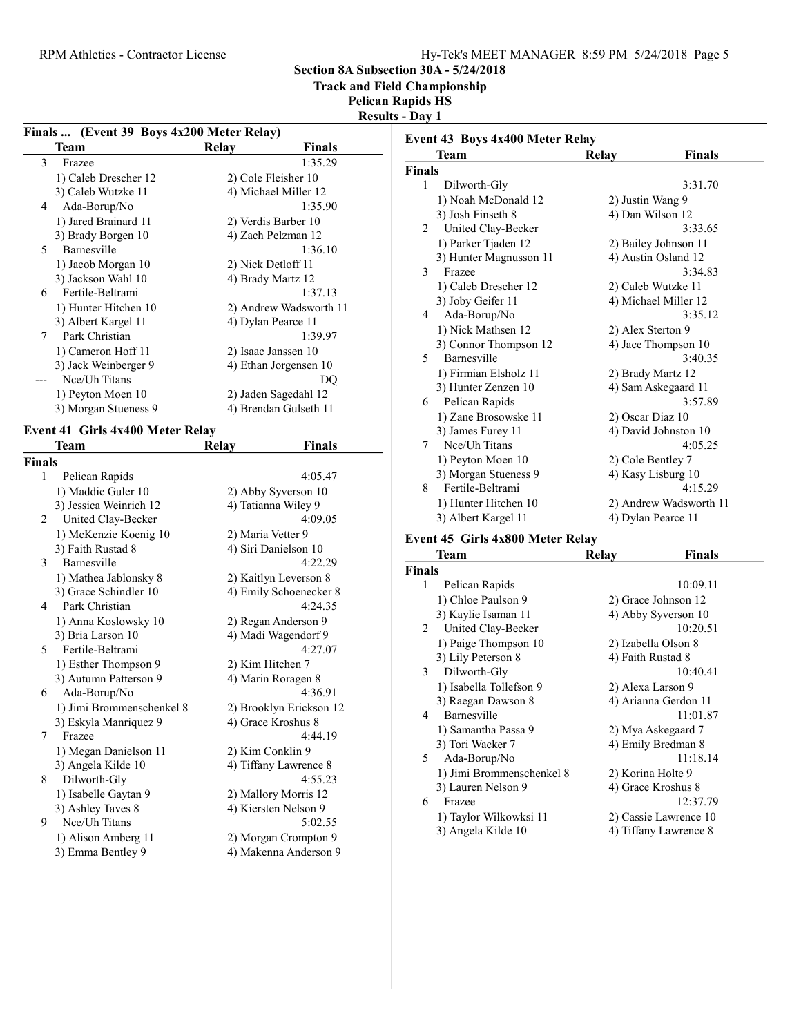# Section 8A Subsection 30A - 5/24/2018

## Track and Field Championship

## Pelican Rapids HS

## Results - Day 1

### Finals ... (Event 39 Boys 4x200 Meter Relay)

| | Team | Relay | Finals |
|---|---|---|---|
| 3 | Frazee | | 1:35.29 |
| | 1) Caleb Drescher 12 | 2) Cole Fleisher 10 | |
| | 3) Caleb Wutzke 11 | 4) Michael Miller 12 | |
| 4 | Ada-Borup/No | | 1:35.90 |
| | 1) Jared Brainard 11 | 2) Verdis Barber 10 | |
| | 3) Brady Borgen 10 | 4) Zach Pelzman 12 | |
| 5 | Barnesville | | 1:36.10 |
| | 1) Jacob Morgan 10 | 2) Nick Detloff 11 | |
| | 3) Jackson Wahl 10 | 4) Brady Martz 12 | |
| 6 | Fertile-Beltrami | | 1:37.13 |
| | 1) Hunter Hitchen 10 | 2) Andrew Wadsworth 11 | |
| | 3) Albert Kargel 11 | 4) Dylan Pearce 11 | |
| 7 | Park Christian | | 1:39.97 |
| | 1) Cameron Hoff 11 | 2) Isaac Janssen 10 | |
| | 3) Jack Weinberger 9 | 4) Ethan Jorgensen 10 | |
| --- | Nce/Uh Titans | | DQ |
| | 1) Peyton Moen 10 | 2) Jaden Sagedahl 12 | |
| | 3) Morgan Stueness 9 | 4) Brendan Gulseth 11 | |

### Event 41 Girls 4x400 Meter Relay

| | Team | Relay | Finals |
|---|---|---|---|
| **Finals** | | | |
| 1 | Pelican Rapids | | 4:05.47 |
| | 1) Maddie Guler 10 | 2) Abby Syverson 10 | |
| | 3) Jessica Weinrich 12 | 4) Tatianna Wiley 9 | |
| 2 | United Clay-Becker | | 4:09.05 |
| | 1) McKenzie Koenig 10 | 2) Maria Vetter 9 | |
| | 3) Faith Rustad 8 | 4) Siri Danielson 10 | |
| 3 | Barnesville | | 4:22.29 |
| | 1) Mathea Jablonsky 8 | 2) Kaitlyn Leverson 8 | |
| | 3) Grace Schindler 10 | 4) Emily Schoenecker 8 | |
| 4 | Park Christian | | 4:24.35 |
| | 1) Anna Koslowsky 10 | 2) Regan Anderson 9 | |
| | 3) Bria Larson 10 | 4) Madi Wagendorf 9 | |
| 5 | Fertile-Beltrami | | 4:27.07 |
| | 1) Esther Thompson 9 | 2) Kim Hitchen 7 | |
| | 3) Autumn Patterson 9 | 4) Marin Roragen 8 | |
| 6 | Ada-Borup/No | | 4:36.91 |
| | 1) Jimi Brommenschenkel 8 | 2) Brooklyn Erickson 12 | |
| | 3) Eskyla Manriquez 9 | 4) Grace Kroshus 8 | |
| 7 | Frazee | | 4:44.19 |
| | 1) Megan Danielson 11 | 2) Kim Conklin 9 | |
| | 3) Angela Kilde 10 | 4) Tiffany Lawrence 8 | |
| 8 | Dilworth-Gly | | 4:55.23 |
| | 1) Isabelle Gaytan 9 | 2) Mallory Morris 12 | |
| | 3) Ashley Taves 8 | 4) Kiersten Nelson 9 | |
| 9 | Nce/Uh Titans | | 5:02.55 |
| | 1) Alison Amberg 11 | 2) Morgan Crompton 9 | |
| | 3) Emma Bentley 9 | 4) Makenna Anderson 9 | |

### Event 43 Boys 4x400 Meter Relay

| | Team | Relay | Finals |
|---|---|---|---|
| **Finals** | | | |
| 1 | Dilworth-Gly | | 3:31.70 |
| | 1) Noah McDonald 12 | 2) Justin Wang 9 | |
| | 3) Josh Finseth 8 | 4) Dan Wilson 12 | |
| 2 | United Clay-Becker | | 3:33.65 |
| | 1) Parker Tjaden 12 | 2) Bailey Johnson 11 | |
| | 3) Hunter Magnusson 11 | 4) Austin Osland 12 | |
| 3 | Frazee | | 3:34.83 |
| | 1) Caleb Drescher 12 | 2) Caleb Wutzke 11 | |
| | 3) Joby Geifer 11 | 4) Michael Miller 12 | |
| 4 | Ada-Borup/No | | 3:35.12 |
| | 1) Nick Mathsen 12 | 2) Alex Sterton 9 | |
| | 3) Connor Thompson 12 | 4) Jace Thompson 10 | |
| 5 | Barnesville | | 3:40.35 |
| | 1) Firmian Elsholz 11 | 2) Brady Martz 12 | |
| | 3) Hunter Zenzen 10 | 4) Sam Askegaard 11 | |
| 6 | Pelican Rapids | | 3:57.89 |
| | 1) Zane Brosowske 11 | 2) Oscar Diaz 10 | |
| | 3) James Furey 11 | 4) David Johnston 10 | |
| 7 | Nce/Uh Titans | | 4:05.25 |
| | 1) Peyton Moen 10 | 2) Cole Bentley 7 | |
| | 3) Morgan Stueness 9 | 4) Kasy Lisburg 10 | |
| 8 | Fertile-Beltrami | | 4:15.29 |
| | 1) Hunter Hitchen 10 | 2) Andrew Wadsworth 11 | |
| | 3) Albert Kargel 11 | 4) Dylan Pearce 11 | |

### Event 45 Girls 4x800 Meter Relay

| | Team | Relay | Finals |
|---|---|---|---|
| **Finals** | | | |
| 1 | Pelican Rapids | | 10:09.11 |
| | 1) Chloe Paulson 9 | 2) Grace Johnson 12 | |
| | 3) Kaylie Isaman 11 | 4) Abby Syverson 10 | |
| 2 | United Clay-Becker | | 10:20.51 |
| | 1) Paige Thompson 10 | 2) Izabella Olson 8 | |
| | 3) Lily Peterson 8 | 4) Faith Rustad 8 | |
| 3 | Dilworth-Gly | | 10:40.41 |
| | 1) Isabella Tollefson 9 | 2) Alexa Larson 9 | |
| | 3) Raegan Dawson 8 | 4) Arianna Gerdon 11 | |
| 4 | Barnesville | | 11:01.87 |
| | 1) Samantha Passa 9 | 2) Mya Askegaard 7 | |
| | 3) Tori Wacker 7 | 4) Emily Bredman 8 | |
| 5 | Ada-Borup/No | | 11:18.14 |
| | 1) Jimi Brommenschenkel 8 | 2) Korina Holte 9 | |
| | 3) Lauren Nelson 9 | 4) Grace Kroshus 8 | |
| 6 | Frazee | | 12:37.79 |
| | 1) Taylor Wilkowksi 11 | 2) Cassie Lawrence 10 | |
| | 3) Angela Kilde 10 | 4) Tiffany Lawrence 8 | |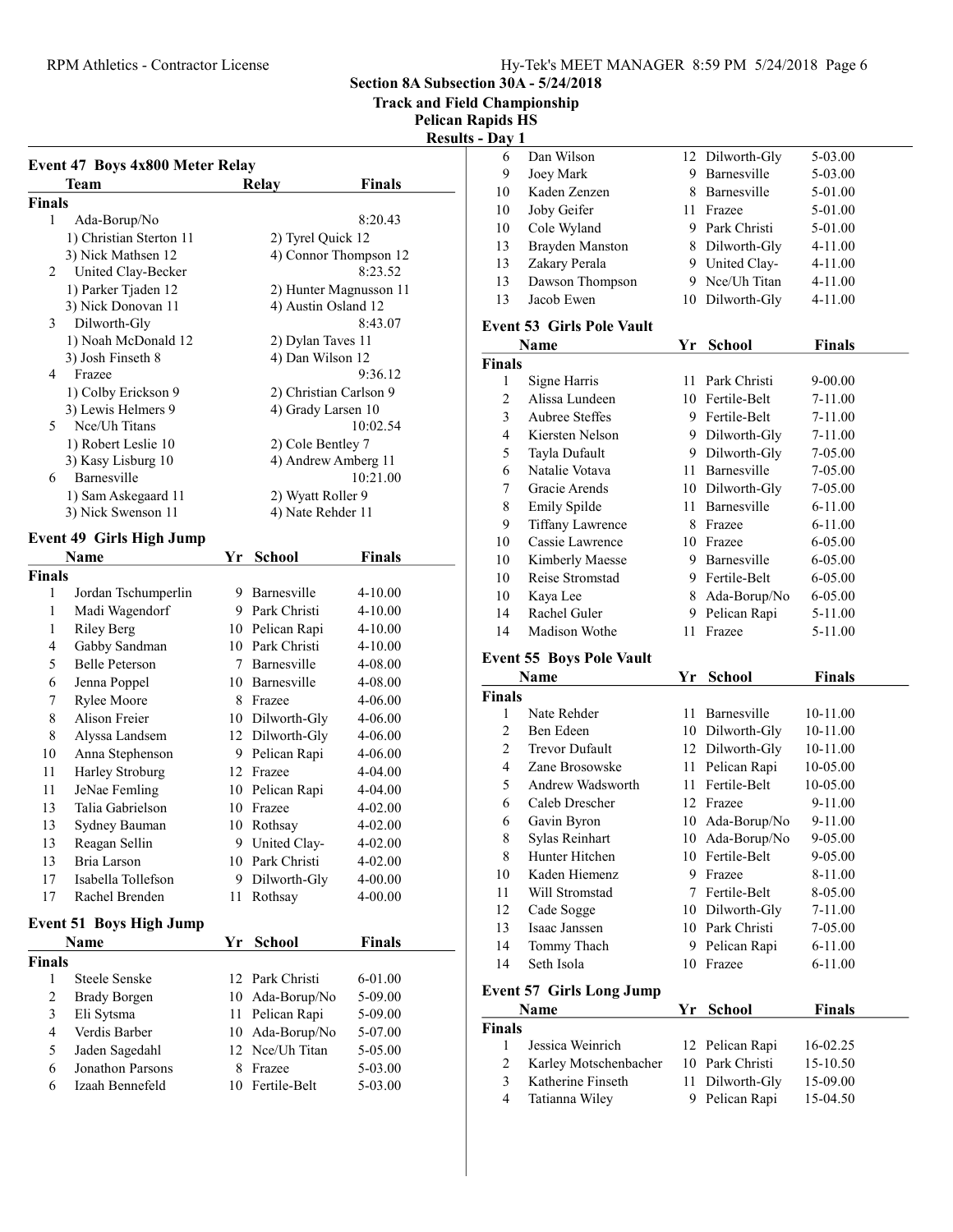**Section 8A Subsection 30A - 5/24/2018**
**Track and Field Championship**
**Pelican Rapids HS**
**Results - Day 1**

### Event 47 Boys 4x800 Meter Relay

| | Team | Relay | Finals |
|---|---|---|---|
| **Finals** | | | |
| 1 | Ada-Borup/No | | 8:20.43 |
| | 1) Christian Sterton 11 | 2) Tyrel Quick 12 | |
| | 3) Nick Mathsen 12 | 4) Connor Thompson 12 | |
| 2 | United Clay-Becker | | 8:23.52 |
| | 1) Parker Tjaden 12 | 2) Hunter Magnusson 11 | |
| | 3) Nick Donovan 11 | 4) Austin Osland 12 | |
| 3 | Dilworth-Gly | | 8:43.07 |
| | 1) Noah McDonald 12 | 2) Dylan Taves 11 | |
| | 3) Josh Finseth 8 | 4) Dan Wilson 12 | |
| 4 | Frazee | | 9:36.12 |
| | 1) Colby Erickson 9 | 2) Christian Carlson 9 | |
| | 3) Lewis Helmers 9 | 4) Grady Larsen 10 | |
| 5 | Nce/Uh Titans | | 10:02.54 |
| | 1) Robert Leslie 10 | 2) Cole Bentley 7 | |
| | 3) Kasy Lisburg 10 | 4) Andrew Amberg 11 | |
| 6 | Barnesville | | 10:21.00 |
| | 1) Sam Askegaard 11 | 2) Wyatt Roller 9 | |
| | 3) Nick Swenson 11 | 4) Nate Rehder 11 | |

### Event 49 Girls High Jump

| | Name | Yr | School | Finals |
|---|---|---|---|---|
| **Finals** | | | | |
| 1 | Jordan Tschumperlin | 9 | Barnesville | 4-10.00 |
| 1 | Madi Wagendorf | 9 | Park Christi | 4-10.00 |
| 1 | Riley Berg | 10 | Pelican Rapi | 4-10.00 |
| 4 | Gabby Sandman | 10 | Park Christi | 4-10.00 |
| 5 | Belle Peterson | 7 | Barnesville | 4-08.00 |
| 6 | Jenna Poppel | 10 | Barnesville | 4-08.00 |
| 7 | Rylee Moore | 8 | Frazee | 4-06.00 |
| 8 | Alison Freier | 10 | Dilworth-Gly | 4-06.00 |
| 8 | Alyssa Landsem | 12 | Dilworth-Gly | 4-06.00 |
| 10 | Anna Stephenson | 9 | Pelican Rapi | 4-06.00 |
| 11 | Harley Stroburg | 12 | Frazee | 4-04.00 |
| 11 | JeNae Femling | 10 | Pelican Rapi | 4-04.00 |
| 13 | Talia Gabrielson | 10 | Frazee | 4-02.00 |
| 13 | Sydney Bauman | 10 | Rothsay | 4-02.00 |
| 13 | Reagan Sellin | 9 | United Clay- | 4-02.00 |
| 13 | Bria Larson | 10 | Park Christi | 4-02.00 |
| 17 | Isabella Tollefson | 9 | Dilworth-Gly | 4-00.00 |
| 17 | Rachel Brenden | 11 | Rothsay | 4-00.00 |

### Event 51 Boys High Jump

| | Name | Yr | School | Finals |
|---|---|---|---|---|
| **Finals** | | | | |
| 1 | Steele Senske | 12 | Park Christi | 6-01.00 |
| 2 | Brady Borgen | 10 | Ada-Borup/No | 5-09.00 |
| 3 | Eli Sytsma | 11 | Pelican Rapi | 5-09.00 |
| 4 | Verdis Barber | 10 | Ada-Borup/No | 5-07.00 |
| 5 | Jaden Sagedahl | 12 | Nce/Uh Titan | 5-05.00 |
| 6 | Jonathon Parsons | 8 | Frazee | 5-03.00 |
| 6 | Izaah Bennefeld | 10 | Fertile-Belt | 5-03.00 |
| 6 | Dan Wilson | 12 | Dilworth-Gly | 5-03.00 |
| 9 | Joey Mark | 9 | Barnesville | 5-03.00 |
| 10 | Kaden Zenzen | 8 | Barnesville | 5-01.00 |
| 10 | Joby Geifer | 11 | Frazee | 5-01.00 |
| 10 | Cole Wyland | 9 | Park Christi | 5-01.00 |
| 13 | Brayden Manston | 8 | Dilworth-Gly | 4-11.00 |
| 13 | Zakary Perala | 9 | United Clay- | 4-11.00 |
| 13 | Dawson Thompson | 9 | Nce/Uh Titan | 4-11.00 |
| 13 | Jacob Ewen | 10 | Dilworth-Gly | 4-11.00 |

### Event 53 Girls Pole Vault

| | Name | Yr | School | Finals |
|---|---|---|---|---|
| **Finals** | | | | |
| 1 | Signe Harris | 11 | Park Christi | 9-00.00 |
| 2 | Alissa Lundeen | 10 | Fertile-Belt | 7-11.00 |
| 3 | Aubree Steffes | 9 | Fertile-Belt | 7-11.00 |
| 4 | Kiersten Nelson | 9 | Dilworth-Gly | 7-11.00 |
| 5 | Tayla Dufault | 9 | Dilworth-Gly | 7-05.00 |
| 6 | Natalie Votava | 11 | Barnesville | 7-05.00 |
| 7 | Gracie Arends | 10 | Dilworth-Gly | 7-05.00 |
| 8 | Emily Spilde | 11 | Barnesville | 6-11.00 |
| 9 | Tiffany Lawrence | 8 | Frazee | 6-11.00 |
| 10 | Cassie Lawrence | 10 | Frazee | 6-05.00 |
| 10 | Kimberly Maesse | 9 | Barnesville | 6-05.00 |
| 10 | Reise Stromstad | 9 | Fertile-Belt | 6-05.00 |
| 10 | Kaya Lee | 8 | Ada-Borup/No | 6-05.00 |
| 14 | Rachel Guler | 9 | Pelican Rapi | 5-11.00 |
| 14 | Madison Wothe | 11 | Frazee | 5-11.00 |

### Event 55 Boys Pole Vault

| | Name | Yr | School | Finals |
|---|---|---|---|---|
| **Finals** | | | | |
| 1 | Nate Rehder | 11 | Barnesville | 10-11.00 |
| 2 | Ben Edeen | 10 | Dilworth-Gly | 10-11.00 |
| 2 | Trevor Dufault | 12 | Dilworth-Gly | 10-11.00 |
| 4 | Zane Brosowske | 11 | Pelican Rapi | 10-05.00 |
| 5 | Andrew Wadsworth | 11 | Fertile-Belt | 10-05.00 |
| 6 | Caleb Drescher | 12 | Frazee | 9-11.00 |
| 6 | Gavin Byron | 10 | Ada-Borup/No | 9-11.00 |
| 8 | Sylas Reinhart | 10 | Ada-Borup/No | 9-05.00 |
| 8 | Hunter Hitchen | 10 | Fertile-Belt | 9-05.00 |
| 10 | Kaden Hiemenz | 9 | Frazee | 8-11.00 |
| 11 | Will Stromstad | 7 | Fertile-Belt | 8-05.00 |
| 12 | Cade Sogge | 10 | Dilworth-Gly | 7-11.00 |
| 13 | Isaac Janssen | 10 | Park Christi | 7-05.00 |
| 14 | Tommy Thach | 9 | Pelican Rapi | 6-11.00 |
| 14 | Seth Isola | 10 | Frazee | 6-11.00 |

### Event 57 Girls Long Jump

| | Name | Yr | School | Finals |
|---|---|---|---|---|
| **Finals** | | | | |
| 1 | Jessica Weinrich | 12 | Pelican Rapi | 16-02.25 |
| 2 | Karley Motschenbacher | 10 | Park Christi | 15-10.50 |
| 3 | Katherine Finseth | 11 | Dilworth-Gly | 15-09.00 |
| 4 | Tatianna Wiley | 9 | Pelican Rapi | 15-04.50 |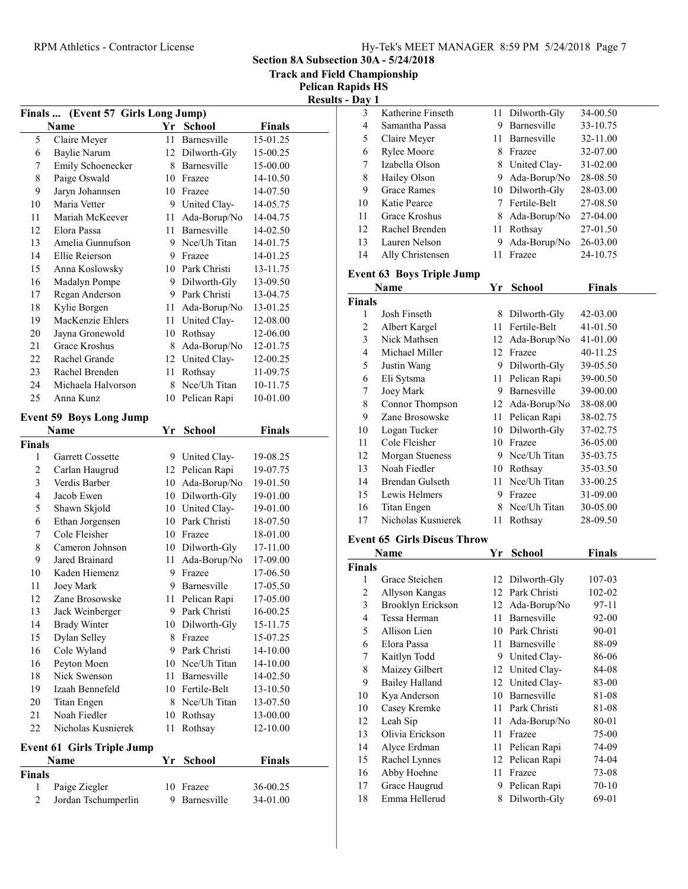Section 8A Subsection 30A - 5/24/2018

Track and Field Championship

Pelican Rapids HS

Results - Day 1

## Finals ... (Event 57 Girls Long Jump)

| | Name | Yr | School | Finals |
|---|---|---|---|---|
| 5 | Claire Meyer | 11 | Barnesville | 15-01.25 |
| 6 | Baylie Narum | 12 | Dilworth-Gly | 15-00.25 |
| 7 | Emily Schoenecker | 8 | Barnesville | 15-00.00 |
| 8 | Paige Oswald | 10 | Frazee | 14-10.50 |
| 9 | Jaryn Johannsen | 10 | Frazee | 14-07.50 |
| 10 | Maria Vetter | 9 | United Clay- | 14-05.75 |
| 11 | Mariah McKeever | 11 | Ada-Borup/No | 14-04.75 |
| 12 | Elora Passa | 11 | Barnesville | 14-02.50 |
| 13 | Amelia Gunnufson | 9 | Nce/Uh Titan | 14-01.75 |
| 14 | Ellie Reierson | 9 | Frazee | 14-01.25 |
| 15 | Anna Koslowsky | 10 | Park Christi | 13-11.75 |
| 16 | Madalyn Pompe | 9 | Dilworth-Gly | 13-09.50 |
| 17 | Regan Anderson | 9 | Park Christi | 13-04.75 |
| 18 | Kylie Borgen | 11 | Ada-Borup/No | 13-01.25 |
| 19 | MacKenzie Ehlers | 11 | United Clay- | 12-08.00 |
| 20 | Jayna Gronewold | 10 | Rothsay | 12-06.00 |
| 21 | Grace Kroshus | 8 | Ada-Borup/No | 12-01.75 |
| 22 | Rachel Grande | 12 | United Clay- | 12-00.25 |
| 23 | Rachel Brenden | 11 | Rothsay | 11-09.75 |
| 24 | Michaela Halvorson | 8 | Nce/Uh Titan | 10-11.75 |
| 25 | Anna Kunz | 10 | Pelican Rapi | 10-01.00 |

## Event 59 Boys Long Jump

| | Name | Yr | School | Finals |
|---|---|---|---|---|
| **Finals** | | | | |
| 1 | Garrett Cossette | 9 | United Clay- | 19-08.25 |
| 2 | Carlan Haugrud | 12 | Pelican Rapi | 19-07.75 |
| 3 | Verdis Barber | 10 | Ada-Borup/No | 19-01.50 |
| 4 | Jacob Ewen | 10 | Dilworth-Gly | 19-01.00 |
| 5 | Shawn Skjold | 10 | United Clay- | 19-01.00 |
| 6 | Ethan Jorgensen | 10 | Park Christi | 18-07.50 |
| 7 | Cole Fleisher | 10 | Frazee | 18-01.00 |
| 8 | Cameron Johnson | 10 | Dilworth-Gly | 17-11.00 |
| 9 | Jared Brainard | 11 | Ada-Borup/No | 17-09.00 |
| 10 | Kaden Hiemenz | 9 | Frazee | 17-06.50 |
| 11 | Joey Mark | 9 | Barnesville | 17-05.50 |
| 12 | Zane Brosowske | 11 | Pelican Rapi | 17-05.00 |
| 13 | Jack Weinberger | 9 | Park Christi | 16-00.25 |
| 14 | Brady Winter | 10 | Dilworth-Gly | 15-11.75 |
| 15 | Dylan Selley | 8 | Frazee | 15-07.25 |
| 16 | Cole Wyland | 9 | Park Christi | 14-10.00 |
| 16 | Peyton Moen | 10 | Nce/Uh Titan | 14-10.00 |
| 18 | Nick Swenson | 11 | Barnesville | 14-02.50 |
| 19 | Izaah Bennefeld | 10 | Fertile-Belt | 13-10.50 |
| 20 | Titan Engen | 8 | Nce/Uh Titan | 13-07.50 |
| 21 | Noah Fiedler | 10 | Rothsay | 13-00.00 |
| 22 | Nicholas Kusnierek | 11 | Rothsay | 12-10.00 |

## Event 61 Girls Triple Jump

| | Name | Yr | School | Finals |
|---|---|---|---|---|
| **Finals** | | | | |
| 1 | Paige Ziegler | 10 | Frazee | 36-00.25 |
| 2 | Jordan Tschumperlin | 9 | Barnesville | 34-01.00 |
| 3 | Katherine Finseth | 11 | Dilworth-Gly | 34-00.50 |
| 4 | Samantha Passa | 9 | Barnesville | 33-10.75 |
| 5 | Claire Meyer | 11 | Barnesville | 32-11.00 |
| 6 | Rylee Moore | 8 | Frazee | 32-07.00 |
| 7 | Izabella Olson | 8 | United Clay- | 31-02.00 |
| 8 | Hailey Olson | 9 | Ada-Borup/No | 28-08.50 |
| 9 | Grace Rames | 10 | Dilworth-Gly | 28-03.00 |
| 10 | Katie Pearce | 7 | Fertile-Belt | 27-08.50 |
| 11 | Grace Kroshus | 8 | Ada-Borup/No | 27-04.00 |
| 12 | Rachel Brenden | 11 | Rothsay | 27-01.50 |
| 13 | Lauren Nelson | 9 | Ada-Borup/No | 26-03.00 |
| 14 | Ally Christensen | 11 | Frazee | 24-10.75 |

## Event 63 Boys Triple Jump

| | Name | Yr | School | Finals |
|---|---|---|---|---|
| **Finals** | | | | |
| 1 | Josh Finseth | 8 | Dilworth-Gly | 42-03.00 |
| 2 | Albert Kargel | 11 | Fertile-Belt | 41-01.50 |
| 3 | Nick Mathsen | 12 | Ada-Borup/No | 41-01.00 |
| 4 | Michael Miller | 12 | Frazee | 40-11.25 |
| 5 | Justin Wang | 9 | Dilworth-Gly | 39-05.50 |
| 6 | Eli Sytsma | 11 | Pelican Rapi | 39-00.50 |
| 7 | Joey Mark | 9 | Barnesville | 39-00.00 |
| 8 | Connor Thompson | 12 | Ada-Borup/No | 38-08.00 |
| 9 | Zane Brosowske | 11 | Pelican Rapi | 38-02.75 |
| 10 | Logan Tucker | 10 | Dilworth-Gly | 37-02.75 |
| 11 | Cole Fleisher | 10 | Frazee | 36-05.00 |
| 12 | Morgan Stueness | 9 | Nce/Uh Titan | 35-03.75 |
| 13 | Noah Fiedler | 10 | Rothsay | 35-03.50 |
| 14 | Brendan Gulseth | 11 | Nce/Uh Titan | 33-00.25 |
| 15 | Lewis Helmers | 9 | Frazee | 31-09.00 |
| 16 | Titan Engen | 8 | Nce/Uh Titan | 30-05.00 |
| 17 | Nicholas Kusnierek | 11 | Rothsay | 28-09.50 |

## Event 65 Girls Discus Throw

| | Name | Yr | School | Finals |
|---|---|---|---|---|
| **Finals** | | | | |
| 1 | Grace Steichen | 12 | Dilworth-Gly | 107-03 |
| 2 | Allyson Kangas | 12 | Park Christi | 102-02 |
| 3 | Brooklyn Erickson | 12 | Ada-Borup/No | 97-11 |
| 4 | Tessa Herman | 11 | Barnesville | 92-00 |
| 5 | Allison Lien | 10 | Park Christi | 90-01 |
| 6 | Elora Passa | 11 | Barnesville | 88-09 |
| 7 | Kaitlyn Todd | 9 | United Clay- | 86-06 |
| 8 | Maizey Gilbert | 12 | United Clay- | 84-08 |
| 9 | Bailey Halland | 12 | United Clay- | 83-00 |
| 10 | Kya Anderson | 10 | Barnesville | 81-08 |
| 10 | Casey Kremke | 11 | Park Christi | 81-08 |
| 12 | Leah Sip | 11 | Ada-Borup/No | 80-01 |
| 13 | Olivia Erickson | 11 | Frazee | 75-00 |
| 14 | Alyce Erdman | 11 | Pelican Rapi | 74-09 |
| 15 | Rachel Lynnes | 12 | Pelican Rapi | 74-04 |
| 16 | Abby Hoehne | 11 | Frazee | 73-08 |
| 17 | Grace Haugrud | 9 | Pelican Rapi | 70-10 |
| 18 | Emma Hellerud | 8 | Dilworth-Gly | 69-01 |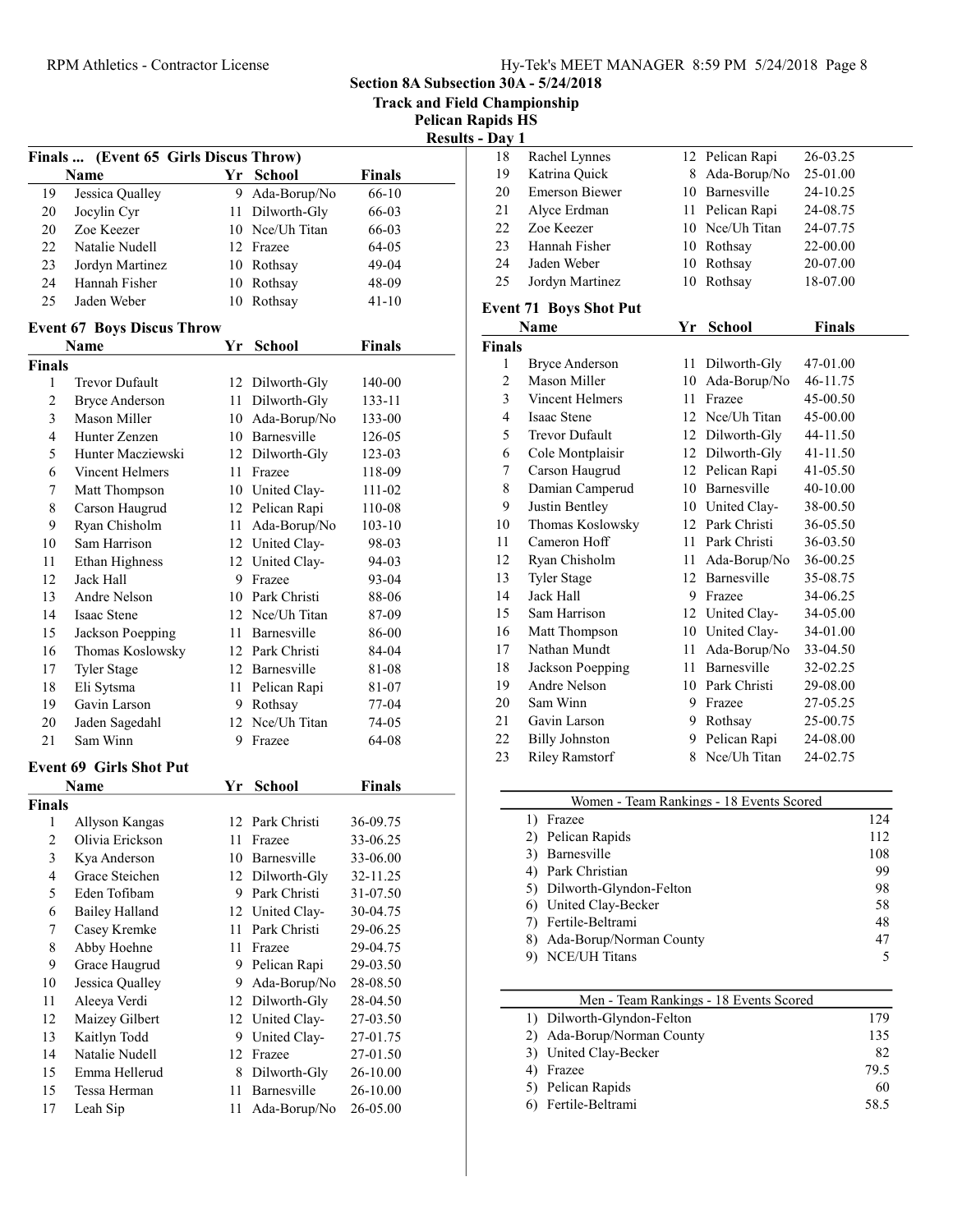## Section 8A Subsection 30A - 5/24/2018

## Track and Field Championship

## Pelican Rapids HS

## Results - Day 1

### Finals ... (Event 65 Girls Discus Throw)

| | Name | Yr | School | Finals |
|---|---|---|---|---|
| 19 | Jessica Qualley | 9 | Ada-Borup/No | 66-10 |
| 20 | Jocylin Cyr | 11 | Dilworth-Gly | 66-03 |
| 20 | Zoe Keezer | 10 | Nce/Uh Titan | 66-03 |
| 22 | Natalie Nudell | 12 | Frazee | 64-05 |
| 23 | Jordyn Martinez | 10 | Rothsay | 49-04 |
| 24 | Hannah Fisher | 10 | Rothsay | 48-09 |
| 25 | Jaden Weber | 10 | Rothsay | 41-10 |

### Event 67 Boys Discus Throw

| | Name | Yr | School | Finals |
|---|---|---|---|---|
| **Finals** | | | | |
| 1 | Trevor Dufault | 12 | Dilworth-Gly | 140-00 |
| 2 | Bryce Anderson | 11 | Dilworth-Gly | 133-11 |
| 3 | Mason Miller | 10 | Ada-Borup/No | 133-00 |
| 4 | Hunter Zenzen | 10 | Barnesville | 126-05 |
| 5 | Hunter Macziewski | 12 | Dilworth-Gly | 123-03 |
| 6 | Vincent Helmers | 11 | Frazee | 118-09 |
| 7 | Matt Thompson | 10 | United Clay- | 111-02 |
| 8 | Carson Haugrud | 12 | Pelican Rapi | 110-08 |
| 9 | Ryan Chisholm | 11 | Ada-Borup/No | 103-10 |
| 10 | Sam Harrison | 12 | United Clay- | 98-03 |
| 11 | Ethan Highness | 12 | United Clay- | 94-03 |
| 12 | Jack Hall | 9 | Frazee | 93-04 |
| 13 | Andre Nelson | 10 | Park Christi | 88-06 |
| 14 | Isaac Stene | 12 | Nce/Uh Titan | 87-09 |
| 15 | Jackson Poepping | 11 | Barnesville | 86-00 |
| 16 | Thomas Koslowsky | 12 | Park Christi | 84-04 |
| 17 | Tyler Stage | 12 | Barnesville | 81-08 |
| 18 | Eli Sytsma | 11 | Pelican Rapi | 81-07 |
| 19 | Gavin Larson | 9 | Rothsay | 77-04 |
| 20 | Jaden Sagedahl | 12 | Nce/Uh Titan | 74-05 |
| 21 | Sam Winn | 9 | Frazee | 64-08 |

### Event 69 Girls Shot Put

| | Name | Yr | School | Finals |
|---|---|---|---|---|
| **Finals** | | | | |
| 1 | Allyson Kangas | 12 | Park Christi | 36-09.75 |
| 2 | Olivia Erickson | 11 | Frazee | 33-06.25 |
| 3 | Kya Anderson | 10 | Barnesville | 33-06.00 |
| 4 | Grace Steichen | 12 | Dilworth-Gly | 32-11.25 |
| 5 | Eden Tofibam | 9 | Park Christi | 31-07.50 |
| 6 | Bailey Halland | 12 | United Clay- | 30-04.75 |
| 7 | Casey Kremke | 11 | Park Christi | 29-06.25 |
| 8 | Abby Hoehne | 11 | Frazee | 29-04.75 |
| 9 | Grace Haugrud | 9 | Pelican Rapi | 29-03.50 |
| 10 | Jessica Qualley | 9 | Ada-Borup/No | 28-08.50 |
| 11 | Aleeya Verdi | 12 | Dilworth-Gly | 28-04.50 |
| 12 | Maizey Gilbert | 12 | United Clay- | 27-03.50 |
| 13 | Kaitlyn Todd | 9 | United Clay- | 27-01.75 |
| 14 | Natalie Nudell | 12 | Frazee | 27-01.50 |
| 15 | Emma Hellerud | 8 | Dilworth-Gly | 26-10.00 |
| 15 | Tessa Herman | 11 | Barnesville | 26-10.00 |
| 17 | Leah Sip | 11 | Ada-Borup/No | 26-05.00 |
| 18 | Rachel Lynnes | 12 | Pelican Rapi | 26-03.25 |
| 19 | Katrina Quick | 8 | Ada-Borup/No | 25-01.00 |
| 20 | Emerson Biewer | 10 | Barnesville | 24-10.25 |
| 21 | Alyce Erdman | 11 | Pelican Rapi | 24-08.75 |
| 22 | Zoe Keezer | 10 | Nce/Uh Titan | 24-07.75 |
| 23 | Hannah Fisher | 10 | Rothsay | 22-00.00 |
| 24 | Jaden Weber | 10 | Rothsay | 20-07.00 |
| 25 | Jordyn Martinez | 10 | Rothsay | 18-07.00 |

### Event 71 Boys Shot Put

| | Name | Yr | School | Finals |
|---|---|---|---|---|
| **Finals** | | | | |
| 1 | Bryce Anderson | 11 | Dilworth-Gly | 47-01.00 |
| 2 | Mason Miller | 10 | Ada-Borup/No | 46-11.75 |
| 3 | Vincent Helmers | 11 | Frazee | 45-00.50 |
| 4 | Isaac Stene | 12 | Nce/Uh Titan | 45-00.00 |
| 5 | Trevor Dufault | 12 | Dilworth-Gly | 44-11.50 |
| 6 | Cole Montplaisir | 12 | Dilworth-Gly | 41-11.50 |
| 7 | Carson Haugrud | 12 | Pelican Rapi | 41-05.50 |
| 8 | Damian Camperud | 10 | Barnesville | 40-10.00 |
| 9 | Justin Bentley | 10 | United Clay- | 38-00.50 |
| 10 | Thomas Koslowsky | 12 | Park Christi | 36-05.50 |
| 11 | Cameron Hoff | 11 | Park Christi | 36-03.50 |
| 12 | Ryan Chisholm | 11 | Ada-Borup/No | 36-00.25 |
| 13 | Tyler Stage | 12 | Barnesville | 35-08.75 |
| 14 | Jack Hall | 9 | Frazee | 34-06.25 |
| 15 | Sam Harrison | 12 | United Clay- | 34-05.00 |
| 16 | Matt Thompson | 10 | United Clay- | 34-01.00 |
| 17 | Nathan Mundt | 11 | Ada-Borup/No | 33-04.50 |
| 18 | Jackson Poepping | 11 | Barnesville | 32-02.25 |
| 19 | Andre Nelson | 10 | Park Christi | 29-08.00 |
| 20 | Sam Winn | 9 | Frazee | 27-05.25 |
| 21 | Gavin Larson | 9 | Rothsay | 25-00.75 |
| 22 | Billy Johnston | 9 | Pelican Rapi | 24-08.00 |
| 23 | Riley Ramstorf | 8 | Nce/Uh Titan | 24-02.75 |

### Women - Team Rankings - 18 Events Scored

| | Team | Points |
|---|---|---|
| 1) | Frazee | 124 |
| 2) | Pelican Rapids | 112 |
| 3) | Barnesville | 108 |
| 4) | Park Christian | 99 |
| 5) | Dilworth-Glyndon-Felton | 98 |
| 6) | United Clay-Becker | 58 |
| 7) | Fertile-Beltrami | 48 |
| 8) | Ada-Borup/Norman County | 47 |
| 9) | NCE/UH Titans | 5 |

### Men - Team Rankings - 18 Events Scored

| | Team | Points |
|---|---|---|
| 1) | Dilworth-Glyndon-Felton | 179 |
| 2) | Ada-Borup/Norman County | 135 |
| 3) | United Clay-Becker | 82 |
| 4) | Frazee | 79.5 |
| 5) | Pelican Rapids | 60 |
| 6) | Fertile-Beltrami | 58.5 |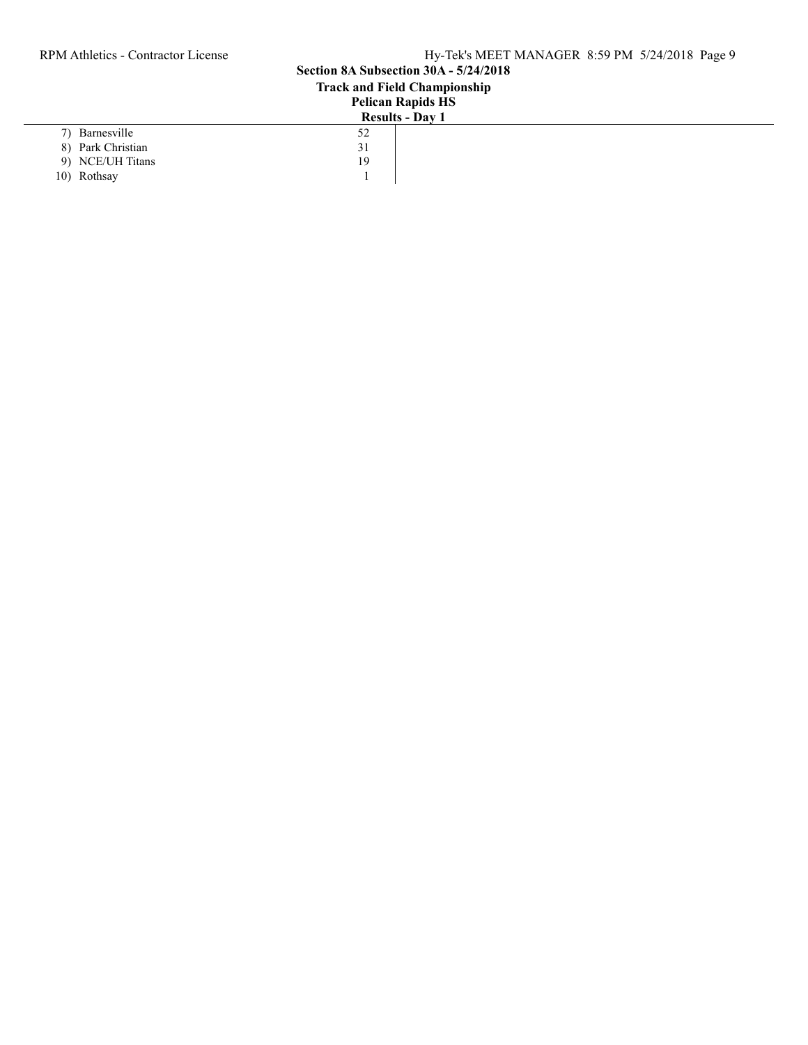| | |
|---|---|
| 7) Barnesville | 52 |
| 8) Park Christian | 31 |
| 9) NCE/UH Titans | 19 |
| 10) Rothsay | 1 |